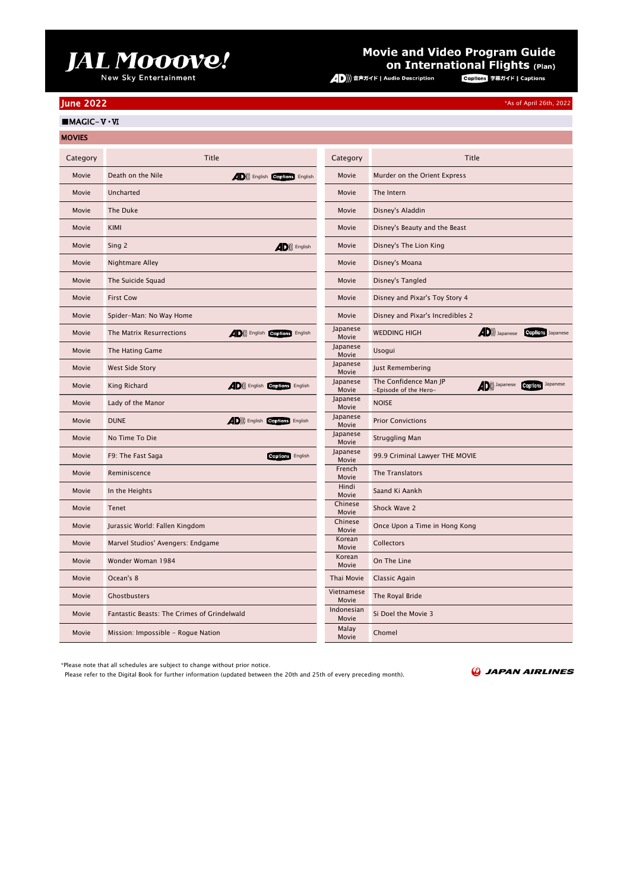# JAL Mooove!

New Sky Entertainment

## Movie and Video Program Guide on International Flights (Plan)

AD 音声ガイド | Audio Description　Captions 字幕ガイド | Captions

## June 2022

*As of April 26th, 2022

### ■MAGIC-Ⅴ・Ⅵ

### MOVIES

| Category | Title | Category | Title |
|---|---|---|---|
| Movie | Death on the Nile (AD English, Captions English) | Movie | Murder on the Orient Express |
| Movie | Uncharted | Movie | The Intern |
| Movie | The Duke | Movie | Disney's Aladdin |
| Movie | KIMI | Movie | Disney's Beauty and the Beast |
| Movie | Sing 2 (AD English) | Movie | Disney's The Lion King |
| Movie | Nightmare Alley | Movie | Disney's Moana |
| Movie | The Suicide Squad | Movie | Disney's Tangled |
| Movie | First Cow | Movie | Disney and Pixar's Toy Story 4 |
| Movie | Spider-Man: No Way Home | Movie | Disney and Pixar's Incredibles 2 |
| Movie | The Matrix Resurrections (AD English, Captions English) | Japanese Movie | WEDDING HIGH (AD Japanese, Captions Japanese) |
| Movie | The Hating Game | Japanese Movie | Usogui |
| Movie | West Side Story | Japanese Movie | Just Remembering |
| Movie | King Richard (AD English, Captions English) | Japanese Movie | The Confidence Man JP -Episode of the Hero- (AD Japanese, Captions Japanese) |
| Movie | Lady of the Manor | Japanese Movie | NOISE |
| Movie | DUNE (AD English, Captions English) | Japanese Movie | Prior Convictions |
| Movie | No Time To Die | Japanese Movie | Struggling Man |
| Movie | F9: The Fast Saga (Captions English) | Japanese Movie | 99.9 Criminal Lawyer THE MOVIE |
| Movie | Reminiscence | French Movie | The Translators |
| Movie | In the Heights | Hindi Movie | Saand Ki Aankh |
| Movie | Tenet | Chinese Movie | Shock Wave 2 |
| Movie | Jurassic World: Fallen Kingdom | Chinese Movie | Once Upon a Time in Hong Kong |
| Movie | Marvel Studios' Avengers: Endgame | Korean Movie | Collectors |
| Movie | Wonder Woman 1984 | Korean Movie | On The Line |
| Movie | Ocean's 8 | Thai Movie | Classic Again |
| Movie | Ghostbusters | Vietnamese Movie | The Royal Bride |
| Movie | Fantastic Beasts: The Crimes of Grindelwald | Indonesian Movie | Si Doel the Movie 3 |
| Movie | Mission: Impossible - Rogue Nation | Malay Movie | Chomel |

*Please note that all schedules are subject to change without prior notice.
Please refer to the Digital Book for further information (updated between the 20th and 25th of every preceding month).

JAPAN AIRLINES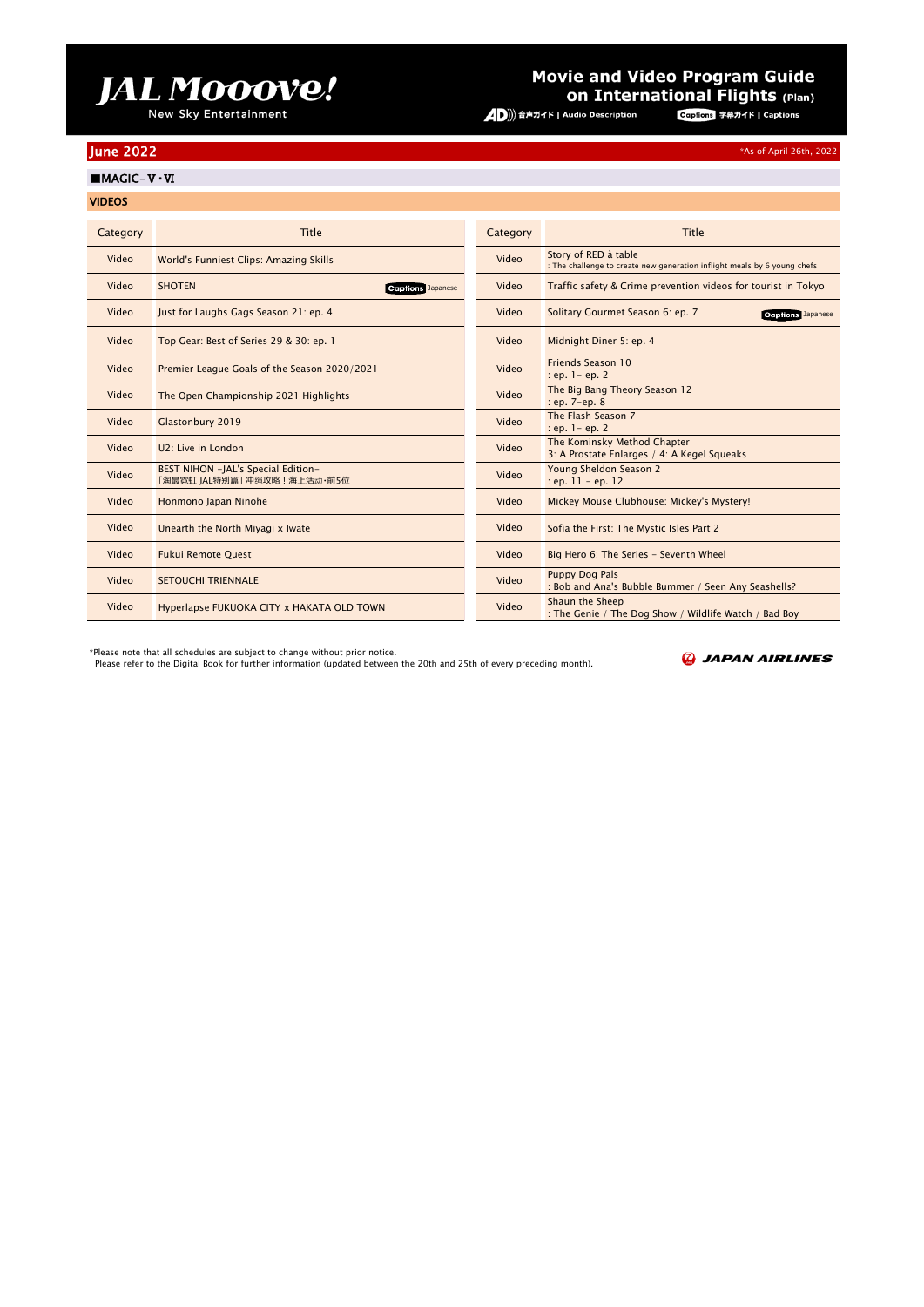# JAL Mooove!

New Sky Entertainment

## Movie and Video Program Guide on International Flights (Plan)

AD 音声ガイド | Audio Description　Captions 字幕ガイド | Captions

## June 2022

*As of April 26th, 2022

### ■MAGIC-Ⅴ・Ⅵ

### VIDEOS

| Category | Title | Category | Title |
|---|---|---|---|
| Video | World's Funniest Clips: Amazing Skills | Video | Story of RED à table<br>: The challenge to create new generation inflight meals by 6 young chefs |
| Video | SHOTEN Captions Japanese | Video | Traffic safety & Crime prevention videos for tourist in Tokyo |
| Video | Just for Laughs Gags Season 21: ep. 4 | Video | Solitary Gourmet Season 6: ep. 7 Captions Japanese |
| Video | Top Gear: Best of Series 29 & 30: ep. 1 | Video | Midnight Diner 5: ep. 4 |
| Video | Premier League Goals of the Season 2020/2021 | Video | Friends Season 10<br>: ep. 1– ep. 2 |
| Video | The Open Championship 2021 Highlights | Video | The Big Bang Theory Season 12<br>: ep. 7–ep. 8 |
| Video | Glastonbury 2019 | Video | The Flash Season 7<br>: ep. 1– ep. 2 |
| Video | U2: Live in London | Video | The Kominsky Method Chapter<br>3: A Prostate Enlarges / 4: A Kegel Squeaks |
| Video | BEST NIHON -JAL's Special Edition-<br>「淘最霓虹 JAL特別篇」冲绳攻略！海上活动·前5位 | Video | Young Sheldon Season 2<br>: ep. 11 – ep. 12 |
| Video | Honmono Japan Ninohe | Video | Mickey Mouse Clubhouse: Mickey's Mystery! |
| Video | Unearth the North Miyagi x Iwate | Video | Sofia the First: The Mystic Isles Part 2 |
| Video | Fukui Remote Quest | Video | Big Hero 6: The Series – Seventh Wheel |
| Video | SETOUCHI TRIENNALE | Video | Puppy Dog Pals<br>: Bob and Ana's Bubble Bummer / Seen Any Seashells? |
| Video | Hyperlapse FUKUOKA CITY x HAKATA OLD TOWN | Video | Shaun the Sheep<br>: The Genie / The Dog Show / Wildlife Watch / Bad Boy |

*Please note that all schedules are subject to change without prior notice.
Please refer to the Digital Book for further information (updated between the 20th and 25th of every preceding month).

JAPAN AIRLINES